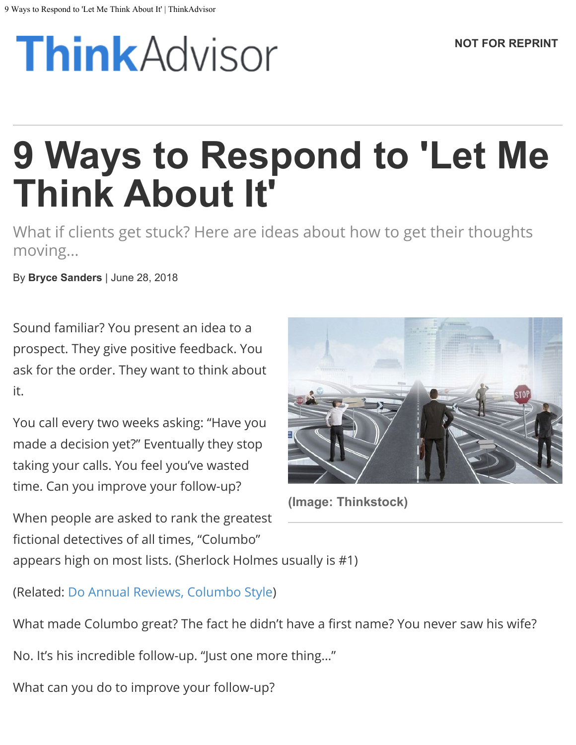ThinkAdvisor

NOT FOR REPRINT

# 9 Ways to Respond to 'Let Me Think About It'

What if clients get stuck? Here are ideas about how to get their thoughts moving...

By **Bryce Sanders** | June 28, 2018

Sound familiar? You present an idea to a prospect. They give positive feedback. You ask for the order. They want to think about it.

You call every two weeks asking: "Have you made a decision yet?" Eventually they stop taking your calls. You feel you've wasted time. Can you improve your follow-up?

(Image: Thinkstock)

When people are asked to rank the greatest fictional detectives of all times, "Columbo" appears high on most lists. (Sherlock Holmes usually is #1)

(Related: Do Annual Reviews, Columbo Style)

What made Columbo great? The fact he didn't have a first name? You never saw his wife?

No. It's his incredible follow-up. "Just one more thing..."

What can you do to improve your follow-up?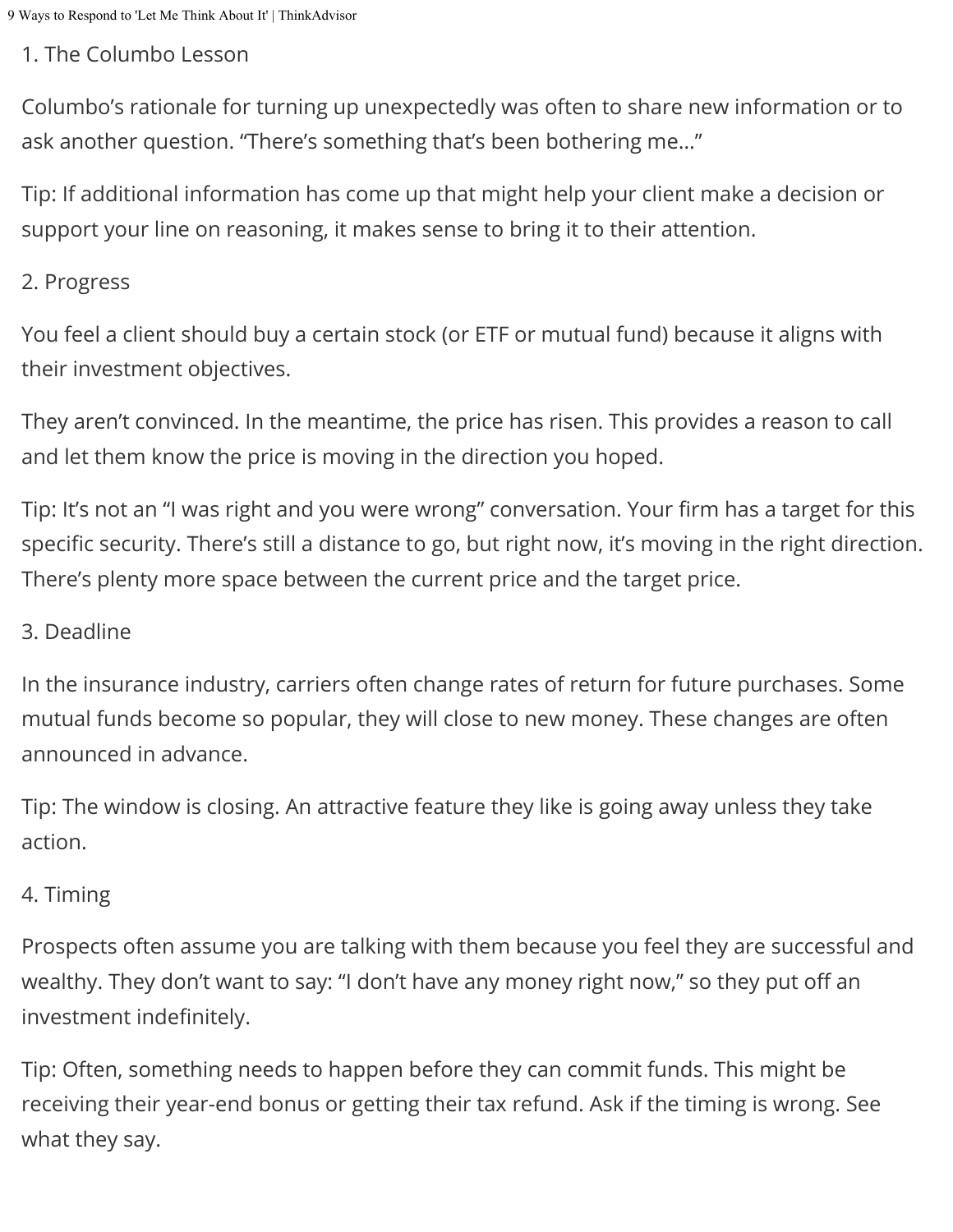## 1. The Columbo Lesson

Columbo's rationale for turning up unexpectedly was often to share new information or to ask another question. "There's something that's been bothering me..."

Tip: If additional information has come up that might help your client make a decision or support your line on reasoning, it makes sense to bring it to their attention.

## 2. Progress

You feel a client should buy a certain stock (or ETF or mutual fund) because it aligns with their investment objectives.

They aren't convinced. In the meantime, the price has risen. This provides a reason to call and let them know the price is moving in the direction you hoped.

Tip: It's not an "I was right and you were wrong" conversation. Your firm has a target for this specific security. There's still a distance to go, but right now, it's moving in the right direction. There's plenty more space between the current price and the target price.

## 3. Deadline

In the insurance industry, carriers often change rates of return for future purchases. Some mutual funds become so popular, they will close to new money. These changes are often announced in advance.

Tip: The window is closing. An attractive feature they like is going away unless they take action.

## 4. Timing

Prospects often assume you are talking with them because you feel they are successful and wealthy. They don't want to say: "I don't have any money right now," so they put off an investment indefinitely.

Tip: Often, something needs to happen before they can commit funds. This might be receiving their year-end bonus or getting their tax refund. Ask if the timing is wrong. See what they say.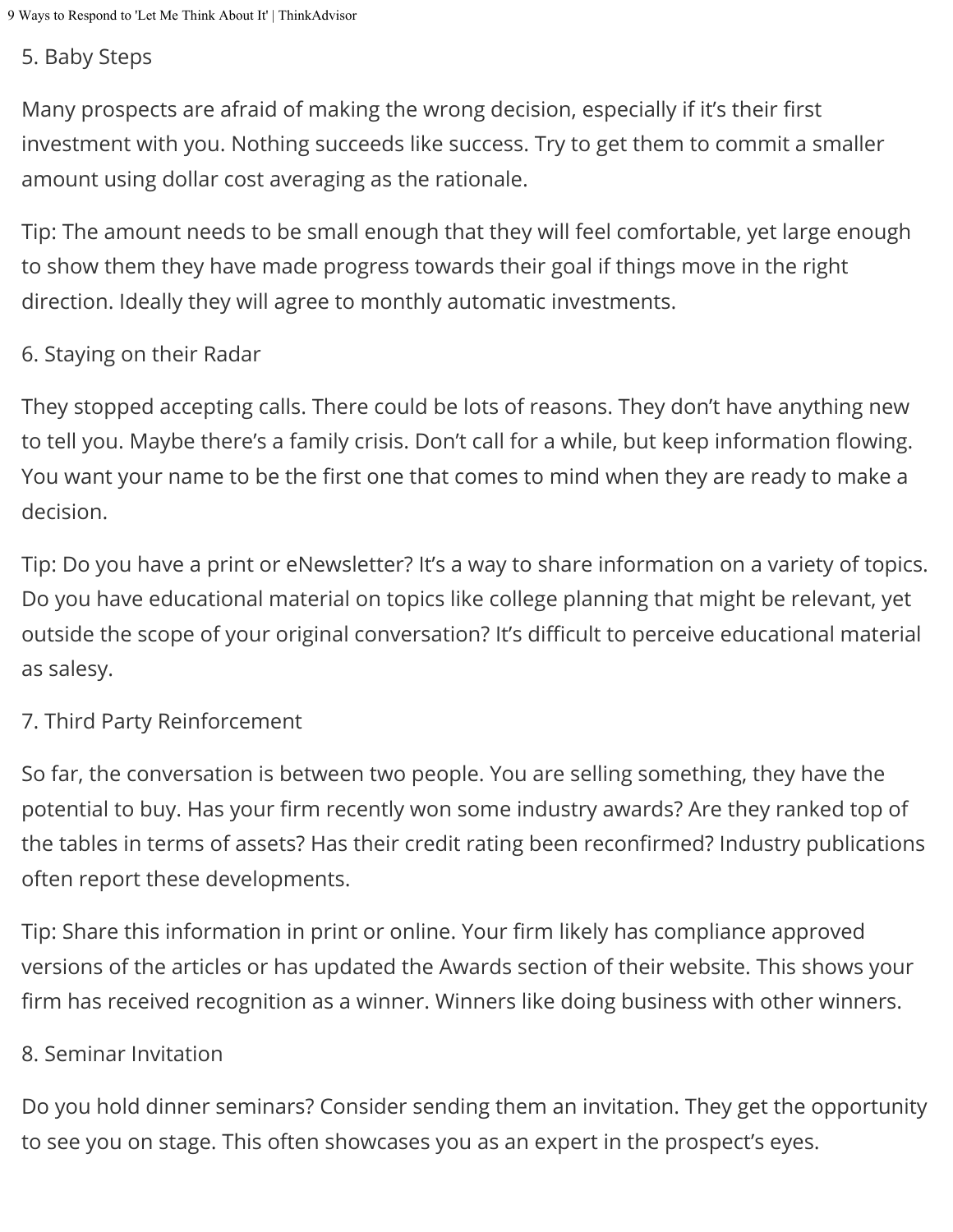5. Baby Steps

Many prospects are afraid of making the wrong decision, especially if it's their first investment with you. Nothing succeeds like success. Try to get them to commit a smaller amount using dollar cost averaging as the rationale.

Tip: The amount needs to be small enough that they will feel comfortable, yet large enough to show them they have made progress towards their goal if things move in the right direction. Ideally they will agree to monthly automatic investments.

6. Staying on their Radar

They stopped accepting calls. There could be lots of reasons. They don't have anything new to tell you. Maybe there's a family crisis. Don't call for a while, but keep information flowing. You want your name to be the first one that comes to mind when they are ready to make a decision.

Tip: Do you have a print or eNewsletter? It's a way to share information on a variety of topics. Do you have educational material on topics like college planning that might be relevant, yet outside the scope of your original conversation? It's difficult to perceive educational material as salesy.

7. Third Party Reinforcement

So far, the conversation is between two people. You are selling something, they have the potential to buy. Has your firm recently won some industry awards? Are they ranked top of the tables in terms of assets? Has their credit rating been reconfirmed? Industry publications often report these developments.

Tip: Share this information in print or online. Your firm likely has compliance approved versions of the articles or has updated the Awards section of their website. This shows your firm has received recognition as a winner. Winners like doing business with other winners.

8. Seminar Invitation

Do you hold dinner seminars? Consider sending them an invitation. They get the opportunity to see you on stage. This often showcases you as an expert in the prospect's eyes.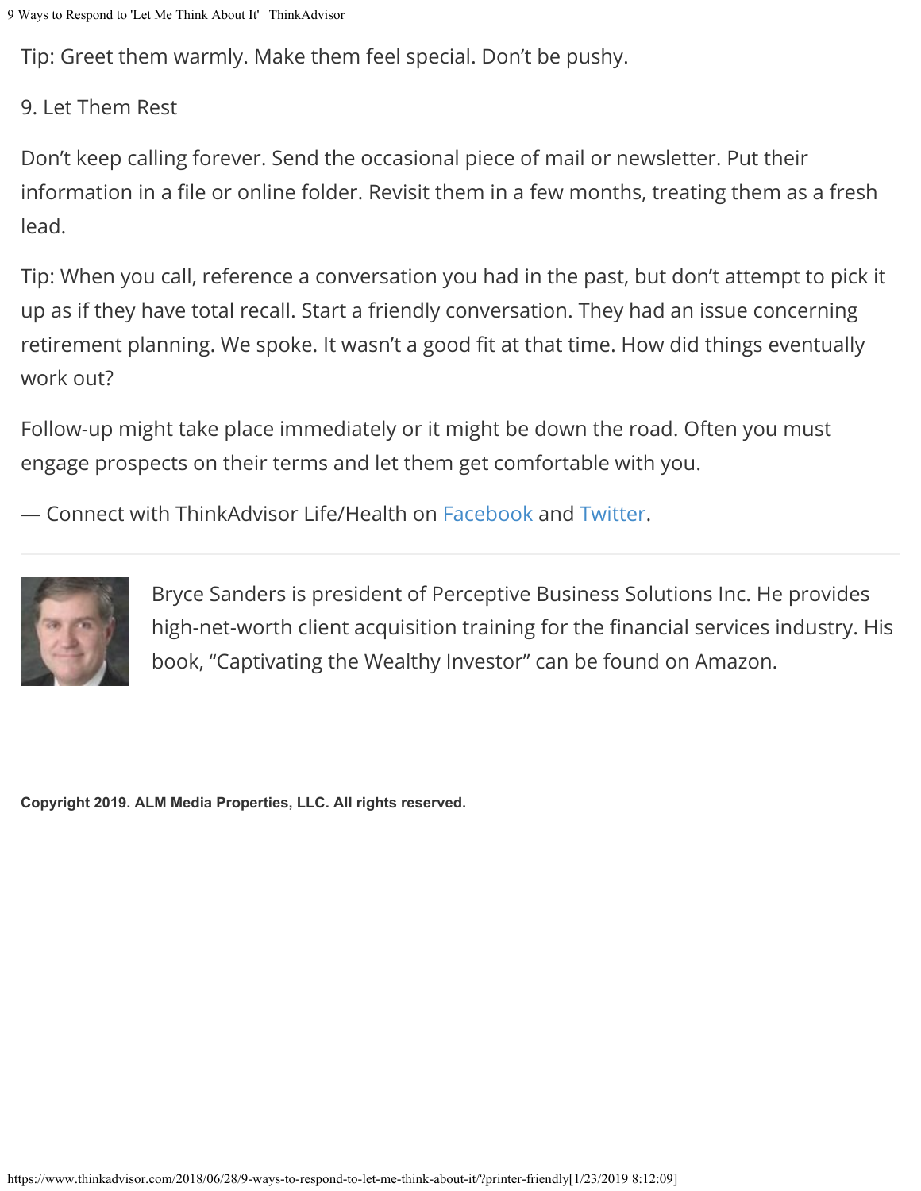Tip: Greet them warmly. Make them feel special. Don't be pushy.

9. Let Them Rest

Don't keep calling forever. Send the occasional piece of mail or newsletter. Put their information in a file or online folder. Revisit them in a few months, treating them as a fresh lead.

Tip: When you call, reference a conversation you had in the past, but don't attempt to pick it up as if they have total recall. Start a friendly conversation. They had an issue concerning retirement planning. We spoke. It wasn't a good fit at that time. How did things eventually work out?

Follow-up might take place immediately or it might be down the road. Often you must engage prospects on their terms and let them get comfortable with you.

— Connect with ThinkAdvisor Life/Health on Facebook and Twitter.

Bryce Sanders is president of Perceptive Business Solutions Inc. He provides high-net-worth client acquisition training for the financial services industry. His book, "Captivating the Wealthy Investor" can be found on Amazon.

**Copyright 2019. ALM Media Properties, LLC. All rights reserved.**